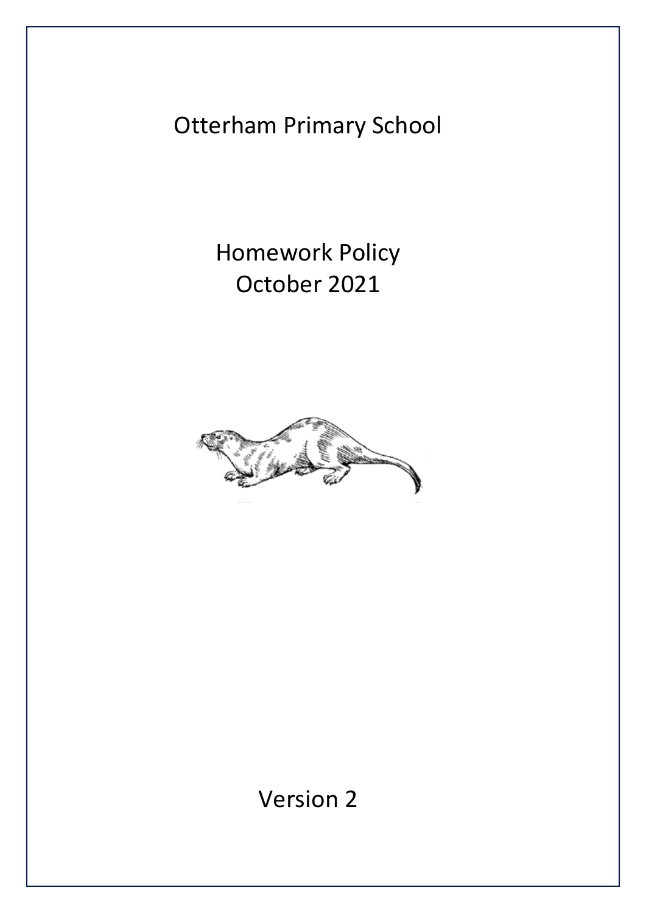# Otterham Primary School

## Homework Policy
## October 2021

Version 2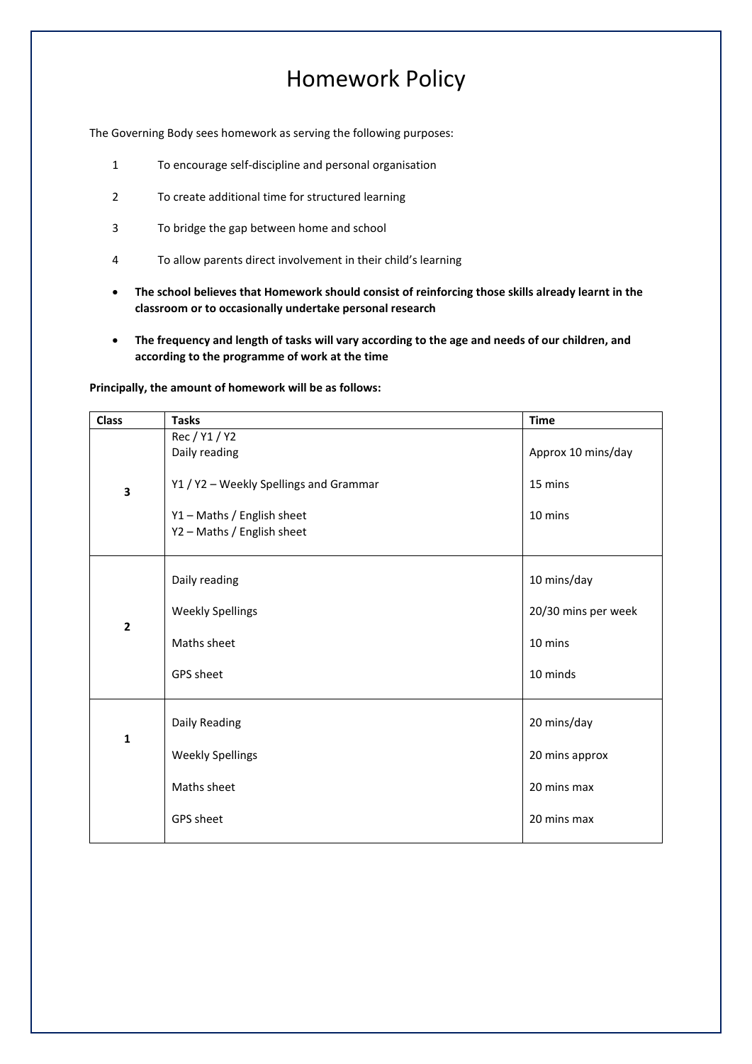# Homework Policy

The Governing Body sees homework as serving the following purposes:

1. To encourage self-discipline and personal organisation
2. To create additional time for structured learning
3. To bridge the gap between home and school
4. To allow parents direct involvement in their child's learning

- **The school believes that Homework should consist of reinforcing those skills already learnt in the classroom or to occasionally undertake personal research**
- **The frequency and length of tasks will vary according to the age and needs of our children, and according to the programme of work at the time**

**Principally, the amount of homework will be as follows:**

| Class | Tasks | Time |
|---|---|---|
| **3** | Rec / Y1 / Y2<br>Daily reading<br><br>Y1 / Y2 – Weekly Spellings and Grammar<br><br>Y1 – Maths / English sheet<br>Y2 – Maths / English sheet | <br>Approx 10 mins/day<br><br>15 mins<br><br>10 mins |
| **2** | Daily reading<br><br>Weekly Spellings<br><br>Maths sheet<br><br>GPS sheet | 10 mins/day<br><br>20/30 mins per week<br><br>10 mins<br><br>10 minds |
| **1** | Daily Reading<br><br>Weekly Spellings<br><br>Maths sheet<br><br>GPS sheet | 20 mins/day<br><br>20 mins approx<br><br>20 mins max<br><br>20 mins max |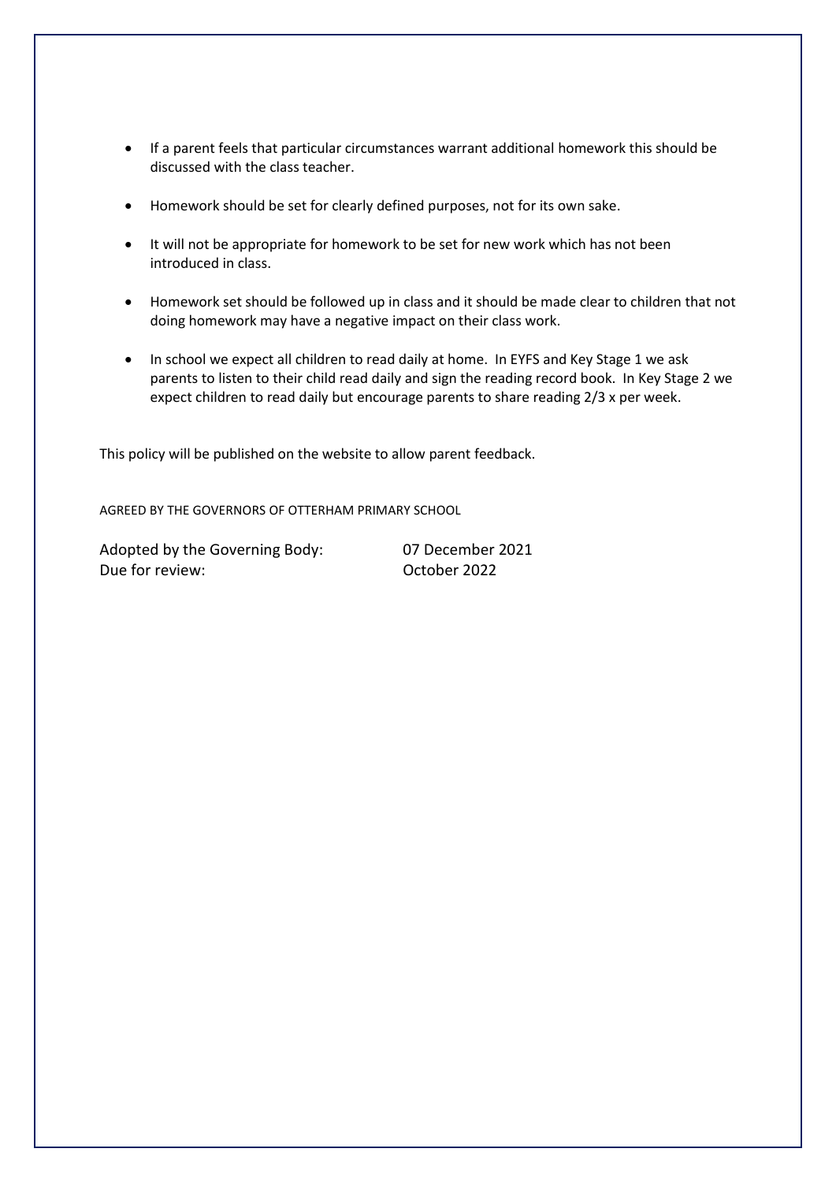- If a parent feels that particular circumstances warrant additional homework this should be discussed with the class teacher.

- Homework should be set for clearly defined purposes, not for its own sake.

- It will not be appropriate for homework to be set for new work which has not been introduced in class.

- Homework set should be followed up in class and it should be made clear to children that not doing homework may have a negative impact on their class work.

- In school we expect all children to read daily at home. In EYFS and Key Stage 1 we ask parents to listen to their child read daily and sign the reading record book. In Key Stage 2 we expect children to read daily but encourage parents to share reading 2/3 x per week.

This policy will be published on the website to allow parent feedback.

AGREED BY THE GOVERNORS OF OTTERHAM PRIMARY SCHOOL

| | |
|---|---|
| Adopted by the Governing Body: | 07 December 2021 |
| Due for review: | October 2022 |